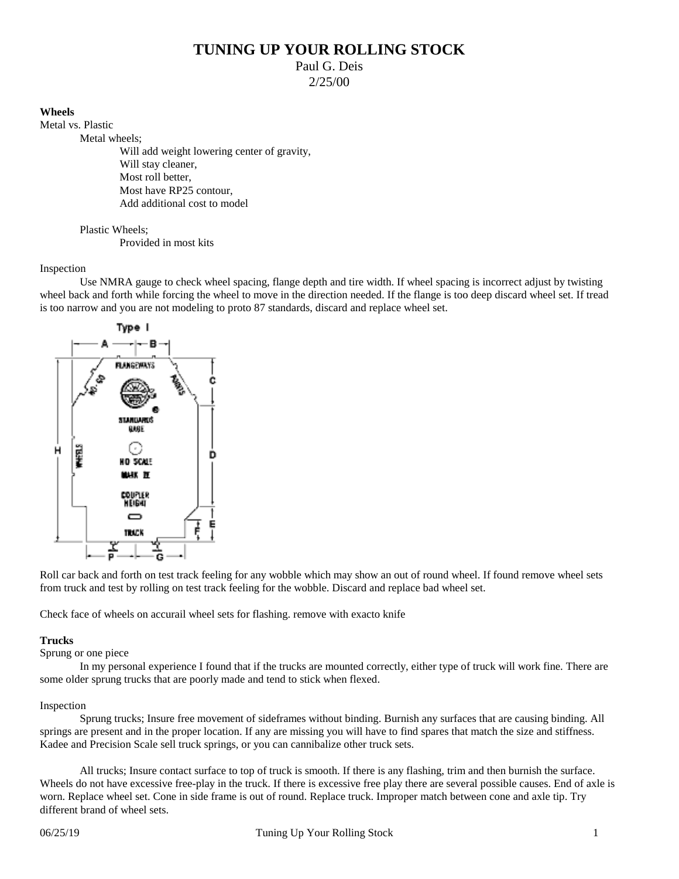# TUNING UP YOUR ROLLING STOCK

Paul G. Deis
2/25/00

**Wheels**

Metal vs. Plastic

Metal wheels;
- Will add weight lowering center of gravity,
- Will stay cleaner,
- Most roll better,
- Most have RP25 contour,
- Add additional cost to model

Plastic Wheels;
- Provided in most kits

Inspection

Use NMRA gauge to check wheel spacing, flange depth and tire width. If wheel spacing is incorrect adjust by twisting wheel back and forth while forcing the wheel to move in the direction needed. If the flange is too deep discard wheel set. If tread is too narrow and you are not modeling to proto 87 standards, discard and replace wheel set.

Roll car back and forth on test track feeling for any wobble which may show an out of round wheel. If found remove wheel sets from truck and test by rolling on test track feeling for the wobble. Discard and replace bad wheel set.

Check face of wheels on accurail wheel sets for flashing. remove with exacto knife

**Trucks**

Sprung or one piece

In my personal experience I found that if the trucks are mounted correctly, either type of truck will work fine. There are some older sprung trucks that are poorly made and tend to stick when flexed.

Inspection

Sprung trucks; Insure free movement of sideframes without binding. Burnish any surfaces that are causing binding. All springs are present and in the proper location. If any are missing you will have to find spares that match the size and stiffness. Kadee and Precision Scale sell truck springs, or you can cannibalize other truck sets.

All trucks; Insure contact surface to top of truck is smooth. If there is any flashing, trim and then burnish the surface. Wheels do not have excessive free-play in the truck. If there is excessive free play there are several possible causes. End of axle is worn. Replace wheel set. Cone in side frame is out of round. Replace truck. Improper match between cone and axle tip. Try different brand of wheel sets.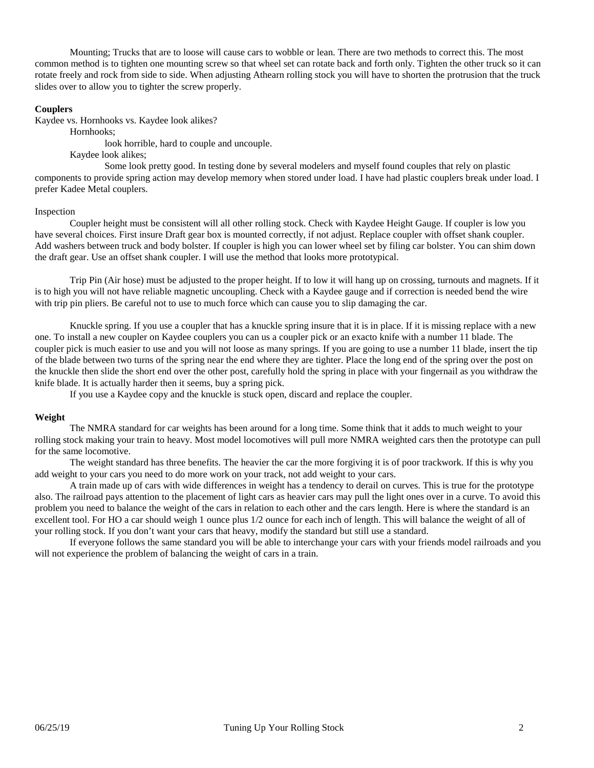Mounting; Trucks that are to loose will cause cars to wobble or lean. There are two methods to correct this. The most common method is to tighten one mounting screw so that wheel set can rotate back and forth only. Tighten the other truck so it can rotate freely and rock from side to side. When adjusting Athearn rolling stock you will have to shorten the protrusion that the truck slides over to allow you to tighter the screw properly.

**Couplers**

Kaydee vs. Hornhooks vs. Kaydee look alikes?

Hornhooks;

look horrible, hard to couple and uncouple.

Kaydee look alikes;

Some look pretty good. In testing done by several modelers and myself found couples that rely on plastic components to provide spring action may develop memory when stored under load. I have had plastic couplers break under load. I prefer Kadee Metal couplers.

Inspection

Coupler height must be consistent will all other rolling stock. Check with Kaydee Height Gauge. If coupler is low you have several choices. First insure Draft gear box is mounted correctly, if not adjust. Replace coupler with offset shank coupler. Add washers between truck and body bolster. If coupler is high you can lower wheel set by filing car bolster. You can shim down the draft gear. Use an offset shank coupler. I will use the method that looks more prototypical.

Trip Pin (Air hose) must be adjusted to the proper height. If to low it will hang up on crossing, turnouts and magnets. If it is to high you will not have reliable magnetic uncoupling. Check with a Kaydee gauge and if correction is needed bend the wire with trip pin pliers. Be careful not to use to much force which can cause you to slip damaging the car.

Knuckle spring. If you use a coupler that has a knuckle spring insure that it is in place. If it is missing replace with a new one. To install a new coupler on Kaydee couplers you can us a coupler pick or an exacto knife with a number 11 blade. The coupler pick is much easier to use and you will not loose as many springs. If you are going to use a number 11 blade, insert the tip of the blade between two turns of the spring near the end where they are tighter. Place the long end of the spring over the post on the knuckle then slide the short end over the other post, carefully hold the spring in place with your fingernail as you withdraw the knife blade. It is actually harder then it seems, buy a spring pick.

If you use a Kaydee copy and the knuckle is stuck open, discard and replace the coupler.

**Weight**

The NMRA standard for car weights has been around for a long time. Some think that it adds to much weight to your rolling stock making your train to heavy. Most model locomotives will pull more NMRA weighted cars then the prototype can pull for the same locomotive.

The weight standard has three benefits. The heavier the car the more forgiving it is of poor trackwork. If this is why you add weight to your cars you need to do more work on your track, not add weight to your cars.

A train made up of cars with wide differences in weight has a tendency to derail on curves. This is true for the prototype also. The railroad pays attention to the placement of light cars as heavier cars may pull the light ones over in a curve. To avoid this problem you need to balance the weight of the cars in relation to each other and the cars length. Here is where the standard is an excellent tool. For HO a car should weigh 1 ounce plus 1/2 ounce for each inch of length. This will balance the weight of all of your rolling stock. If you don't want your cars that heavy, modify the standard but still use a standard.

If everyone follows the same standard you will be able to interchange your cars with your friends model railroads and you will not experience the problem of balancing the weight of cars in a train.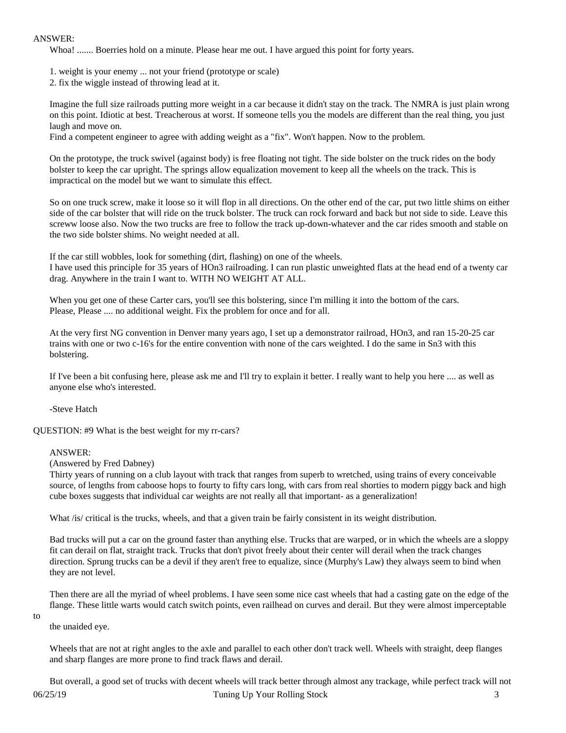ANSWER:

Whoa! ....... Boerries hold on a minute. Please hear me out. I have argued this point for forty years.

1. weight is your enemy ... not your friend (prototype or scale)
2. fix the wiggle instead of throwing lead at it.

Imagine the full size railroads putting more weight in a car because it didn't stay on the track. The NMRA is just plain wrong on this point. Idiotic at best. Treacherous at worst. If someone tells you the models are different than the real thing, you just laugh and move on.
Find a competent engineer to agree with adding weight as a "fix". Won't happen. Now to the problem.

On the prototype, the truck swivel (against body) is free floating not tight. The side bolster on the truck rides on the body bolster to keep the car upright. The springs allow equalization movement to keep all the wheels on the track. This is impractical on the model but we want to simulate this effect.

So on one truck screw, make it loose so it will flop in all directions. On the other end of the car, put two little shims on either side of the car bolster that will ride on the truck bolster. The truck can rock forward and back but not side to side. Leave this screww loose also. Now the two trucks are free to follow the track up-down-whatever and the car rides smooth and stable on the two side bolster shims. No weight needed at all.

If the car still wobbles, look for something (dirt, flashing) on one of the wheels.
I have used this principle for 35 years of HOn3 railroading. I can run plastic unweighted flats at the head end of a twenty car drag. Anywhere in the train I want to. WITH NO WEIGHT AT ALL.

When you get one of these Carter cars, you'll see this bolstering, since I'm milling it into the bottom of the cars.
Please, Please .... no additional weight. Fix the problem for once and for all.

At the very first NG convention in Denver many years ago, I set up a demonstrator railroad, HOn3, and ran 15-20-25 car trains with one or two c-16's for the entire convention with none of the cars weighted. I do the same in Sn3 with this bolstering.

If I've been a bit confusing here, please ask me and I'll try to explain it better. I really want to help you here .... as well as anyone else who's interested.

-Steve Hatch

QUESTION: #9 What is the best weight for my rr-cars?

ANSWER:
(Answered by Fred Dabney)
Thirty years of running on a club layout with track that ranges from superb to wretched, using trains of every conceivable source, of lengths from caboose hops to fourty to fifty cars long, with cars from real shorties to modern piggy back and high cube boxes suggests that individual car weights are not really all that important- as a generalization!

What /is/ critical is the trucks, wheels, and that a given train be fairly consistent in its weight distribution.

Bad trucks will put a car on the ground faster than anything else. Trucks that are warped, or in which the wheels are a sloppy fit can derail on flat, straight track. Trucks that don't pivot freely about their center will derail when the track changes direction. Sprung trucks can be a devil if they aren't free to equalize, since (Murphy's Law) they always seem to bind when they are not level.

Then there are all the myriad of wheel problems. I have seen some nice cast wheels that had a casting gate on the edge of the flange. These little warts would catch switch points, even railhead on curves and derail. But they were almost imperceptable to the unaided eye.

Wheels that are not at right angles to the axle and parallel to each other don't track well. Wheels with straight, deep flanges and sharp flanges are more prone to find track flaws and derail.

But overall, a good set of trucks with decent wheels will track better through almost any trackage, while perfect track will not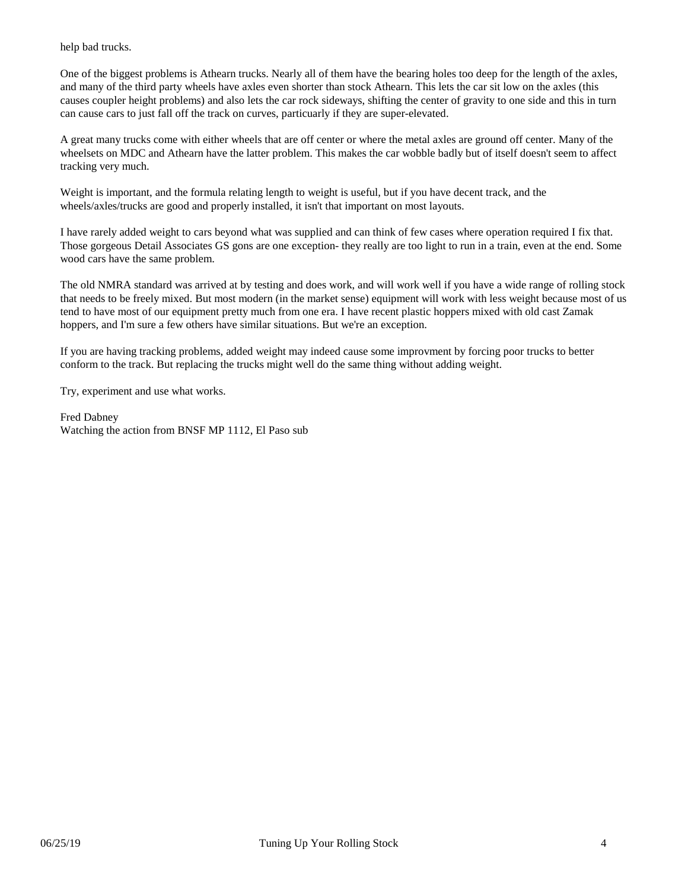help bad trucks.

One of the biggest problems is Athearn trucks. Nearly all of them have the bearing holes too deep for the length of the axles, and many of the third party wheels have axles even shorter than stock Athearn. This lets the car sit low on the axles (this causes coupler height problems) and also lets the car rock sideways, shifting the center of gravity to one side and this in turn can cause cars to just fall off the track on curves, particuarly if they are super-elevated.

A great many trucks come with either wheels that are off center or where the metal axles are ground off center. Many of the wheelsets on MDC and Athearn have the latter problem. This makes the car wobble badly but of itself doesn't seem to affect tracking very much.

Weight is important, and the formula relating length to weight is useful, but if you have decent track, and the wheels/axles/trucks are good and properly installed, it isn't that important on most layouts.

I have rarely added weight to cars beyond what was supplied and can think of few cases where operation required I fix that. Those gorgeous Detail Associates GS gons are one exception- they really are too light to run in a train, even at the end. Some wood cars have the same problem.

The old NMRA standard was arrived at by testing and does work, and will work well if you have a wide range of rolling stock that needs to be freely mixed. But most modern (in the market sense) equipment will work with less weight because most of us tend to have most of our equipment pretty much from one era. I have recent plastic hoppers mixed with old cast Zamak hoppers, and I'm sure a few others have similar situations. But we're an exception.

If you are having tracking problems, added weight may indeed cause some improvment by forcing poor trucks to better conform to the track. But replacing the trucks might well do the same thing without adding weight.

Try, experiment and use what works.

Fred Dabney
Watching the action from BNSF MP 1112, El Paso sub